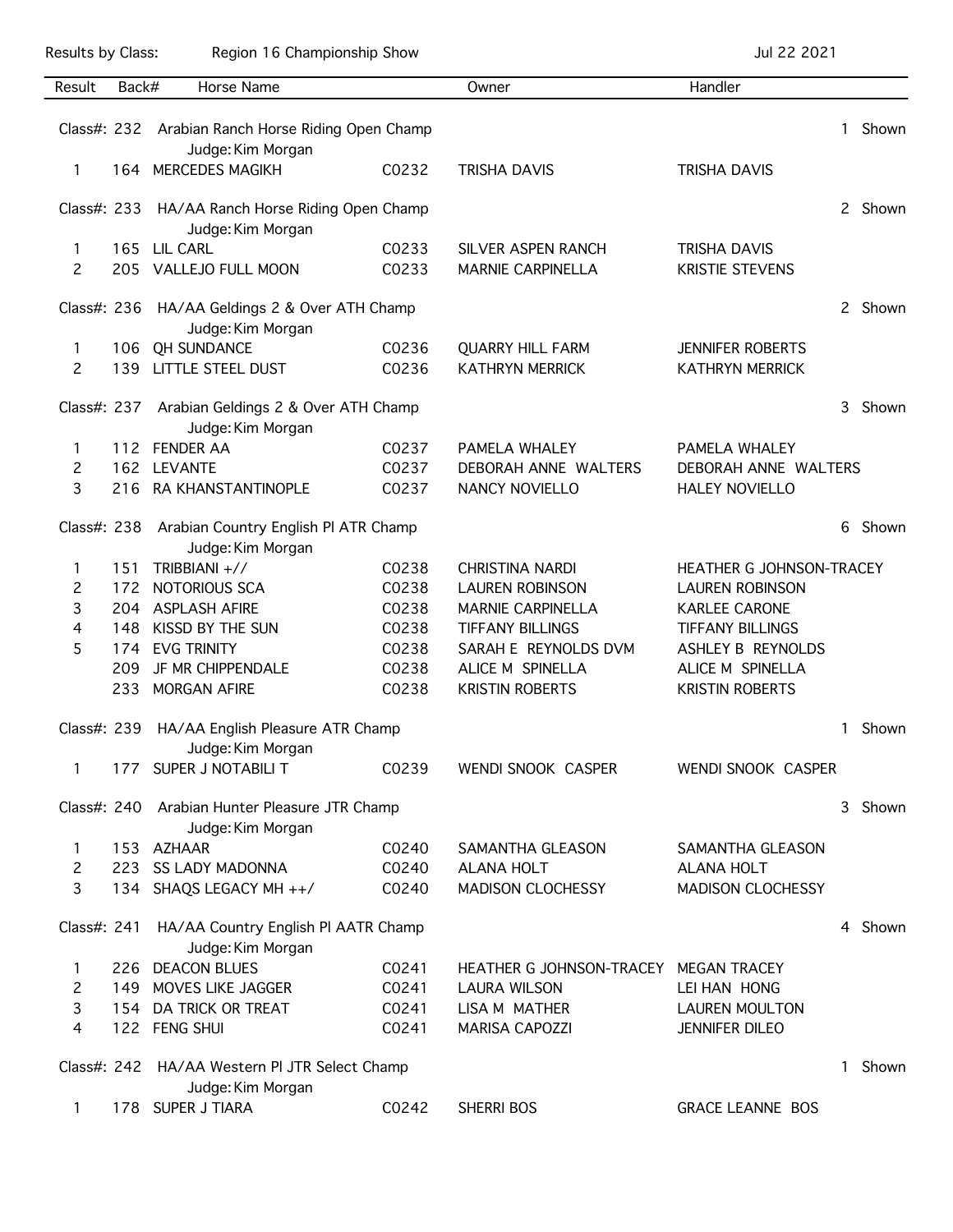Results by Class: Region 16 Championship Show Jul 22 2021

| Result | Back# | Horse Name | | Owner | Handler |
|---|---|---|---|---|---|
| **Class#: 232** | | **Arabian Ranch Horse Riding Open Champ** | | | **1 Shown** |
| | | Judge: Kim Morgan | | | |
| 1 | 164 | MERCEDES MAGIKH | C0232 | TRISHA DAVIS | TRISHA DAVIS |
| **Class#: 233** | | **HA/AA Ranch Horse Riding Open Champ** | | | **2 Shown** |
| | | Judge: Kim Morgan | | | |
| 1 | 165 | LIL CARL | C0233 | SILVER ASPEN RANCH | TRISHA DAVIS |
| 2 | 205 | VALLEJO FULL MOON | C0233 | MARNIE CARPINELLA | KRISTIE STEVENS |
| **Class#: 236** | | **HA/AA Geldings 2 & Over ATH Champ** | | | **2 Shown** |
| | | Judge: Kim Morgan | | | |
| 1 | 106 | QH SUNDANCE | C0236 | QUARRY HILL FARM | JENNIFER ROBERTS |
| 2 | 139 | LITTLE STEEL DUST | C0236 | KATHRYN MERRICK | KATHRYN MERRICK |
| **Class#: 237** | | **Arabian Geldings 2 & Over ATH Champ** | | | **3 Shown** |
| | | Judge: Kim Morgan | | | |
| 1 | 112 | FENDER AA | C0237 | PAMELA WHALEY | PAMELA WHALEY |
| 2 | 162 | LEVANTE | C0237 | DEBORAH ANNE WALTERS | DEBORAH ANNE WALTERS |
| 3 | 216 | RA KHANSTANTINOPLE | C0237 | NANCY NOVIELLO | HALEY NOVIELLO |
| **Class#: 238** | | **Arabian Country English Pl ATR Champ** | | | **6 Shown** |
| | | Judge: Kim Morgan | | | |
| 1 | 151 | TRIBBIANI +// | C0238 | CHRISTINA NARDI | HEATHER G JOHNSON-TRACEY |
| 2 | 172 | NOTORIOUS SCA | C0238 | LAUREN ROBINSON | LAUREN ROBINSON |
| 3 | 204 | ASPLASH AFIRE | C0238 | MARNIE CARPINELLA | KARLEE CARONE |
| 4 | 148 | KISSD BY THE SUN | C0238 | TIFFANY BILLINGS | TIFFANY BILLINGS |
| 5 | 174 | EVG TRINITY | C0238 | SARAH E REYNOLDS DVM | ASHLEY B REYNOLDS |
| | 209 | JF MR CHIPPENDALE | C0238 | ALICE M SPINELLA | ALICE M SPINELLA |
| | 233 | MORGAN AFIRE | C0238 | KRISTIN ROBERTS | KRISTIN ROBERTS |
| **Class#: 239** | | **HA/AA English Pleasure ATR Champ** | | | **1 Shown** |
| | | Judge: Kim Morgan | | | |
| 1 | 177 | SUPER J NOTABILI T | C0239 | WENDI SNOOK CASPER | WENDI SNOOK CASPER |
| **Class#: 240** | | **Arabian Hunter Pleasure JTR Champ** | | | **3 Shown** |
| | | Judge: Kim Morgan | | | |
| 1 | 153 | AZHAAR | C0240 | SAMANTHA GLEASON | SAMANTHA GLEASON |
| 2 | 223 | SS LADY MADONNA | C0240 | ALANA HOLT | ALANA HOLT |
| 3 | 134 | SHAQS LEGACY MH ++/ | C0240 | MADISON CLOCHESSY | MADISON CLOCHESSY |
| **Class#: 241** | | **HA/AA Country English Pl AATR Champ** | | | **4 Shown** |
| | | Judge: Kim Morgan | | | |
| 1 | 226 | DEACON BLUES | C0241 | HEATHER G JOHNSON-TRACEY | MEGAN TRACEY |
| 2 | 149 | MOVES LIKE JAGGER | C0241 | LAURA WILSON | LEI HAN HONG |
| 3 | 154 | DA TRICK OR TREAT | C0241 | LISA M MATHER | LAUREN MOULTON |
| 4 | 122 | FENG SHUI | C0241 | MARISA CAPOZZI | JENNIFER DILEO |
| **Class#: 242** | | **HA/AA Western Pl JTR Select Champ** | | | **1 Shown** |
| | | Judge: Kim Morgan | | | |
| 1 | 178 | SUPER J TIARA | C0242 | SHERRI BOS | GRACE LEANNE BOS |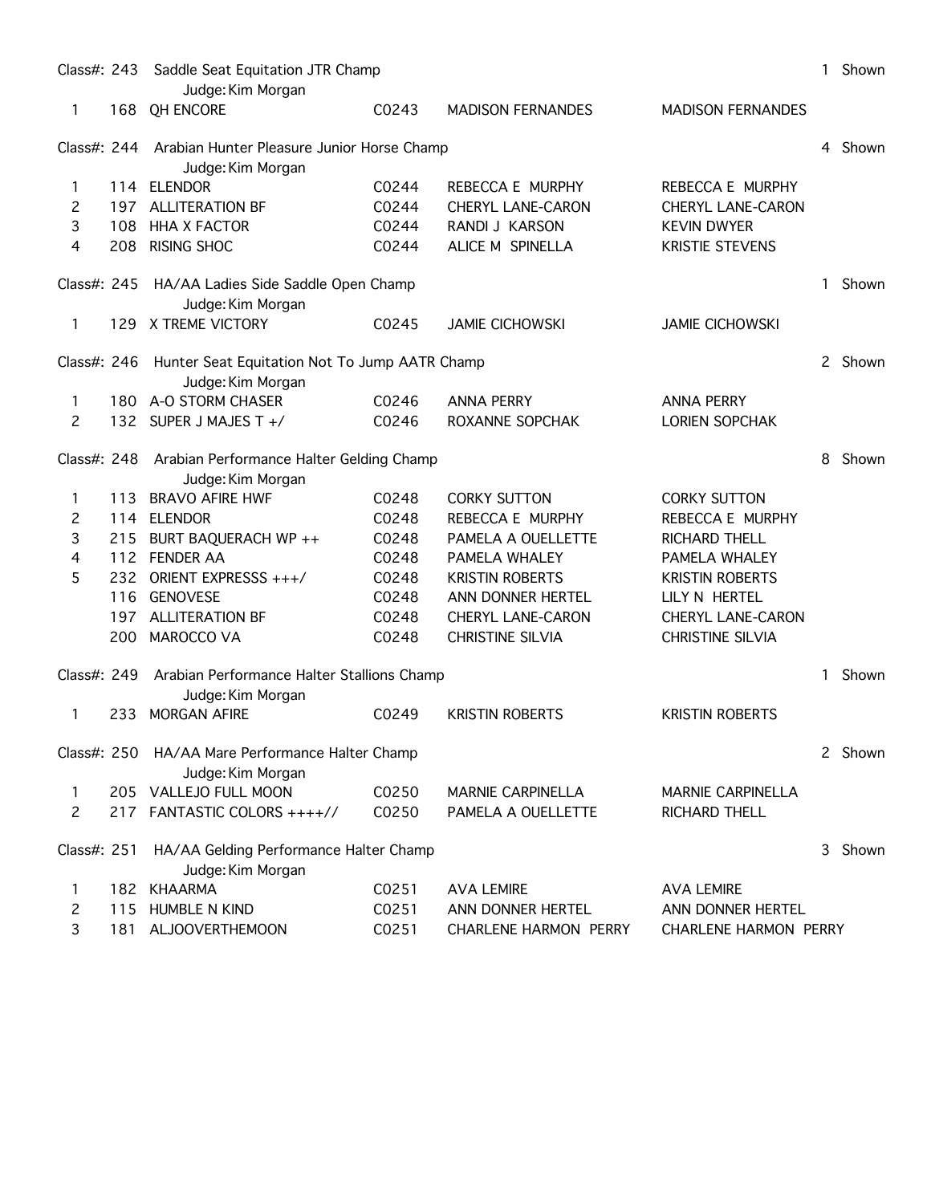Class#: 243 Saddle Seat Equitation JTR Champ — 1 Shown

Judge: Kim Morgan

| | | | | | |
|---|---|---|---|---|---|
| 1 | 168 | QH ENCORE | C0243 | MADISON FERNANDES | MADISON FERNANDES |

Class#: 244 Arabian Hunter Pleasure Junior Horse Champ — 4 Shown

Judge: Kim Morgan

| | | | | | |
|---|---|---|---|---|---|
| 1 | 114 | ELENDOR | C0244 | REBECCA E MURPHY | REBECCA E MURPHY |
| 2 | 197 | ALLITERATION BF | C0244 | CHERYL LANE-CARON | CHERYL LANE-CARON |
| 3 | 108 | HHA X FACTOR | C0244 | RANDI J KARSON | KEVIN DWYER |
| 4 | 208 | RISING SHOC | C0244 | ALICE M SPINELLA | KRISTIE STEVENS |

Class#: 245 HA/AA Ladies Side Saddle Open Champ — 1 Shown

Judge: Kim Morgan

| | | | | | |
|---|---|---|---|---|---|
| 1 | 129 | X TREME VICTORY | C0245 | JAMIE CICHOWSKI | JAMIE CICHOWSKI |

Class#: 246 Hunter Seat Equitation Not To Jump AATR Champ — 2 Shown

Judge: Kim Morgan

| | | | | | |
|---|---|---|---|---|---|
| 1 | 180 | A-O STORM CHASER | C0246 | ANNA PERRY | ANNA PERRY |
| 2 | 132 | SUPER J MAJES T +/ | C0246 | ROXANNE SOPCHAK | LORIEN SOPCHAK |

Class#: 248 Arabian Performance Halter Gelding Champ — 8 Shown

Judge: Kim Morgan

| | | | | | |
|---|---|---|---|---|---|
| 1 | 113 | BRAVO AFIRE HWF | C0248 | CORKY SUTTON | CORKY SUTTON |
| 2 | 114 | ELENDOR | C0248 | REBECCA E MURPHY | REBECCA E MURPHY |
| 3 | 215 | BURT BAQUERACH WP ++ | C0248 | PAMELA A OUELLETTE | RICHARD THELL |
| 4 | 112 | FENDER AA | C0248 | PAMELA WHALEY | PAMELA WHALEY |
| 5 | 232 | ORIENT EXPRESSS +++/ | C0248 | KRISTIN ROBERTS | KRISTIN ROBERTS |
| | 116 | GENOVESE | C0248 | ANN DONNER HERTEL | LILY N HERTEL |
| | 197 | ALLITERATION BF | C0248 | CHERYL LANE-CARON | CHERYL LANE-CARON |
| | 200 | MAROCCO VA | C0248 | CHRISTINE SILVIA | CHRISTINE SILVIA |

Class#: 249 Arabian Performance Halter Stallions Champ — 1 Shown

Judge: Kim Morgan

| | | | | | |
|---|---|---|---|---|---|
| 1 | 233 | MORGAN AFIRE | C0249 | KRISTIN ROBERTS | KRISTIN ROBERTS |

Class#: 250 HA/AA Mare Performance Halter Champ — 2 Shown

Judge: Kim Morgan

| | | | | | |
|---|---|---|---|---|---|
| 1 | 205 | VALLEJO FULL MOON | C0250 | MARNIE CARPINELLA | MARNIE CARPINELLA |
| 2 | 217 | FANTASTIC COLORS ++++// | C0250 | PAMELA A OUELLETTE | RICHARD THELL |

Class#: 251 HA/AA Gelding Performance Halter Champ — 3 Shown

Judge: Kim Morgan

| | | | | | |
|---|---|---|---|---|---|
| 1 | 182 | KHAARMA | C0251 | AVA LEMIRE | AVA LEMIRE |
| 2 | 115 | HUMBLE N KIND | C0251 | ANN DONNER HERTEL | ANN DONNER HERTEL |
| 3 | 181 | ALJOOVERTHEMOON | C0251 | CHARLENE HARMON PERRY | CHARLENE HARMON PERRY |